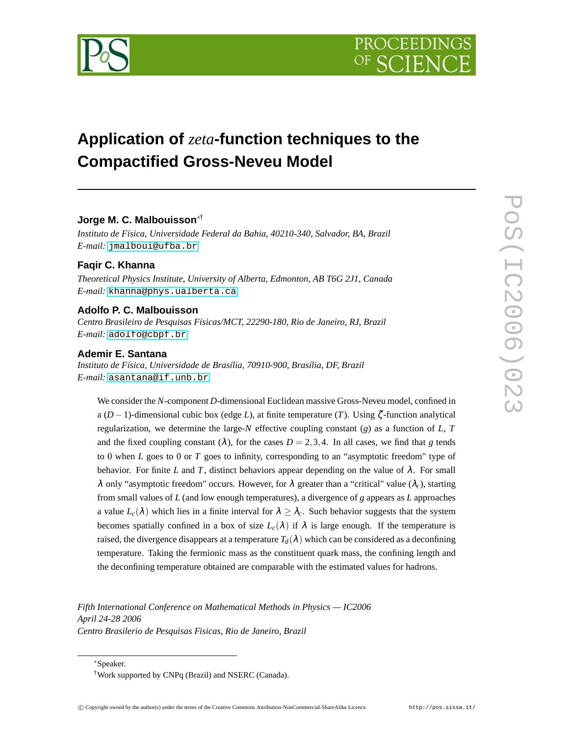# Application of *zeta*-function techniques to the Compactified Gross-Neveu Model

**Jorge M. C. Malbouisson**[∗†]

*Instituto de Física, Universidade Federal da Bahia, 40210-340, Salvador, BA, Brazil*
*E-mail:* jmalboui@ufba.br

**Faqir C. Khanna**

*Theoretical Physics Institute, University of Alberta, Edmonton, AB T6G 2J1, Canada*
*E-mail:* khanna@phys.ualberta.ca

**Adolfo P. C. Malbouisson**

*Centro Brasileiro de Pesquisas Físicas/MCT, 22290-180, Rio de Janeiro, RJ, Brazil*
*E-mail:* adolfo@cbpf.br

**Ademir E. Santana**

*Instituto de Física, Universidade de Brasília, 70910-900, Brasília, DF, Brazil*
*E-mail:* asantana@if.unb.br

We consider the $N$-component $D$-dimensional Euclidean massive Gross-Neveu model, confined in a $(D-1)$-dimensional cubic box (edge $L$), at finite temperature ($T$). Using $\zeta$-function analytical regularization, we determine the large-$N$ effective coupling constant ($g$) as a function of $L$, $T$ and the fixed coupling constant ($\lambda$), for the cases $D = 2,3,4$. In all cases, we find that $g$ tends to 0 when $L$ goes to 0 or $T$ goes to infinity, corresponding to an "asymptotic freedom" type of behavior. For finite $L$ and $T$, distinct behaviors appear depending on the value of $\lambda$. For small $\lambda$ only "asymptotic freedom" occurs. However, for $\lambda$ greater than a "critical" value ($\lambda_c$), starting from small values of $L$ (and low enough temperatures), a divergence of $g$ appears as $L$ approaches a value $L_c(\lambda)$ which lies in a finite interval for $\lambda \geq \lambda_c$. Such behavior suggests that the system becomes spatially confined in a box of size $L_c(\lambda)$ if $\lambda$ is large enough. If the temperature is raised, the divergence disappears at a temperature $T_d(\lambda)$ which can be considered as a deconfining temperature. Taking the fermionic mass as the constituent quark mass, the confining length and the deconfining temperature obtained are comparable with the estimated values for hadrons.

*Fifth International Conference on Mathematical Methods in Physics — IC2006*
*April 24-28 2006*
*Centro Brasilerio de Pesquisas Fisicas, Rio de Janeiro, Brazil*

---

[∗]Speaker.

[†]Work supported by CNPq (Brazil) and NSERC (Canada).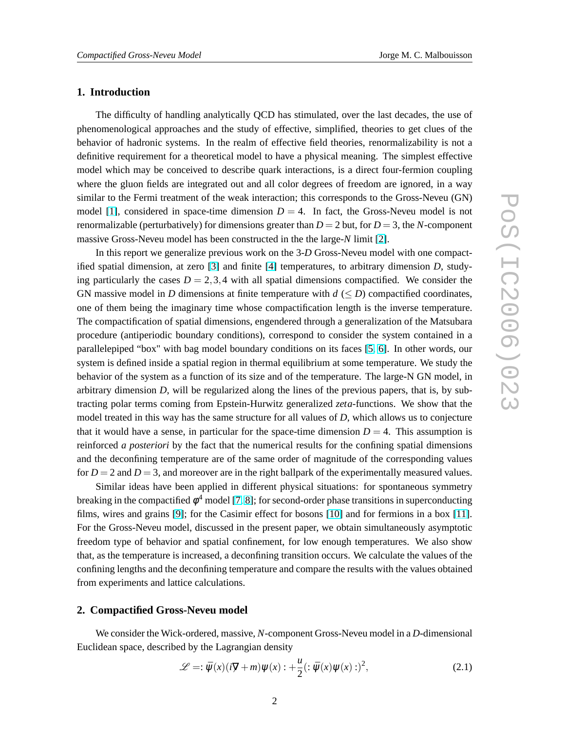## 1. Introduction

The difficulty of handling analytically QCD has stimulated, over the last decades, the use of phenomenological approaches and the study of effective, simplified, theories to get clues of the behavior of hadronic systems. In the realm of effective field theories, renormalizability is not a definitive requirement for a theoretical model to have a physical meaning. The simplest effective model which may be conceived to describe quark interactions, is a direct four-fermion coupling where the gluon fields are integrated out and all color degrees of freedom are ignored, in a way similar to the Fermi treatment of the weak interaction; this corresponds to the Gross-Neveu (GN) model [1], considered in space-time dimension $D = 4$. In fact, the Gross-Neveu model is not renormalizable (perturbatively) for dimensions greater than $D = 2$ but, for $D = 3$, the $N$-component massive Gross-Neveu model has been constructed in the the large-$N$ limit [2].

In this report we generalize previous work on the 3-$D$ Gross-Neveu model with one compactified spatial dimension, at zero [3] and finite [4] temperatures, to arbitrary dimension $D$, studying particularly the cases $D = 2,3,4$ with all spatial dimensions compactified. We consider the GN massive model in $D$ dimensions at finite temperature with $d$ ($\leq D$) compactified coordinates, one of them being the imaginary time whose compactification length is the inverse temperature. The compactification of spatial dimensions, engendered through a generalization of the Matsubara procedure (antiperiodic boundary conditions), correspond to consider the system contained in a parallelepiped "box" with bag model boundary conditions on its faces [5, 6]. In other words, our system is defined inside a spatial region in thermal equilibrium at some temperature. We study the behavior of the system as a function of its size and of the temperature. The large-N GN model, in arbitrary dimension $D$, will be regularized along the lines of the previous papers, that is, by subtracting polar terms coming from Epstein-Hurwitz generalized *zeta*-functions. We show that the model treated in this way has the same structure for all values of $D$, which allows us to conjecture that it would have a sense, in particular for the space-time dimension $D = 4$. This assumption is reinforced ***a posteriori*** by the fact that the numerical results for the confining spatial dimensions and the deconfining temperature are of the same order of magnitude of the corresponding values for $D = 2$ and $D = 3$, and moreover are in the right ballpark of the experimentally measured values.

Similar ideas have been applied in different physical situations: for spontaneous symmetry breaking in the compactified $\varphi^4$ model [7, 8]; for second-order phase transitions in superconducting films, wires and grains [9]; for the Casimir effect for bosons [10] and for fermions in a box [11]. For the Gross-Neveu model, discussed in the present paper, we obtain simultaneously asymptotic freedom type of behavior and spatial confinement, for low enough temperatures. We also show that, as the temperature is increased, a deconfining transition occurs. We calculate the values of the confining lengths and the deconfining temperature and compare the results with the values obtained from experiments and lattice calculations.

## 2. Compactified Gross-Neveu model

We consider the Wick-ordered, massive, $N$-component Gross-Neveu model in a $D$-dimensional Euclidean space, described by the Lagrangian density

$$\mathscr{L} =: \bar{\psi}(x)(i\nabla\!\!\!\!/ + m)\psi(x) : + \frac{u}{2}(: \bar{\psi}(x)\psi(x) :)^2, \tag{2.1}$$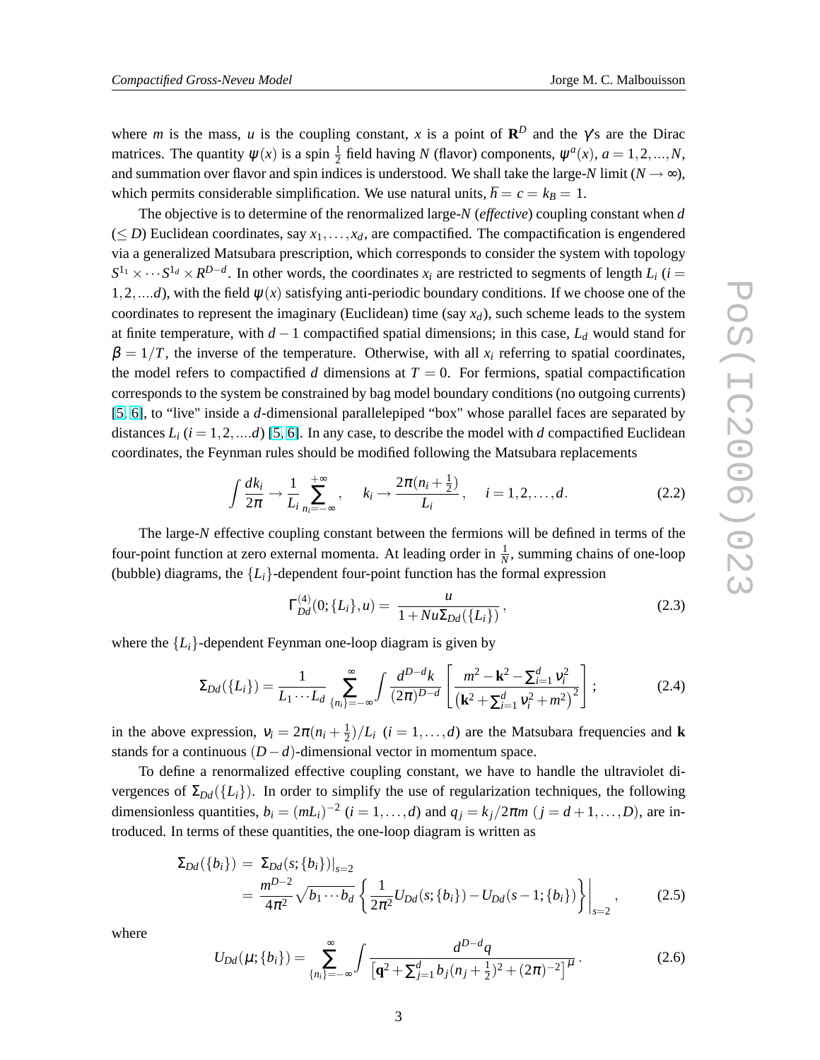where $m$ is the mass, $u$ is the coupling constant, $x$ is a point of $\mathbf{R}^D$ and the $\gamma$'s are the Dirac matrices. The quantity $\psi(x)$ is a spin $\frac{1}{2}$ field having $N$ (flavor) components, $\psi^a(x)$, $a = 1,2,...,N$, and summation over flavor and spin indices is understood. We shall take the large-$N$ limit ($N \to \infty$), which permits considerable simplification. We use natural units, $\hbar = c = k_B = 1$.

The objective is to determine of the renormalized large-$N$ (*effective*) coupling constant when $d$ ($\leq D$) Euclidean coordinates, say $x_1,\ldots,x_d$, are compactified. The compactification is engendered via a generalized Matsubara prescription, which corresponds to consider the system with topology $S^{1_1} \times \cdots S^{1_d} \times R^{D-d}$. In other words, the coordinates $x_i$ are restricted to segments of length $L_i$ ($i = 1,2,....d$), with the field $\psi(x)$ satisfying anti-periodic boundary conditions. If we choose one of the coordinates to represent the imaginary (Euclidean) time (say $x_d$), such scheme leads to the system at finite temperature, with $d-1$ compactified spatial dimensions; in this case, $L_d$ would stand for $\beta = 1/T$, the inverse of the temperature. Otherwise, with all $x_i$ referring to spatial coordinates, the model refers to compactified $d$ dimensions at $T = 0$. For fermions, spatial compactification corresponds to the system be constrained by bag model boundary conditions (no outgoing currents) [5, 6], to "live" inside a $d$-dimensional parallelepiped "box" whose parallel faces are separated by distances $L_i$ ($i = 1,2,....d$) [5, 6]. In any case, to describe the model with $d$ compactified Euclidean coordinates, the Feynman rules should be modified following the Matsubara replacements

$$\int \frac{dk_i}{2\pi} \to \frac{1}{L_i} \sum_{n_i=-\infty}^{+\infty}, \quad k_i \to \frac{2\pi(n_i + \frac{1}{2})}{L_i}, \quad i = 1,2,\ldots,d. \tag{2.2}$$

The large-$N$ effective coupling constant between the fermions will be defined in terms of the four-point function at zero external momenta. At leading order in $\frac{1}{N}$, summing chains of one-loop (bubble) diagrams, the $\{L_i\}$-dependent four-point function has the formal expression

$$\Gamma^{(4)}_{Dd}(0;\{L_i\},u) = \frac{u}{1 + Nu\Sigma_{Dd}(\{L_i\})}, \tag{2.3}$$

where the $\{L_i\}$-dependent Feynman one-loop diagram is given by

$$\Sigma_{Dd}(\{L_i\}) = \frac{1}{L_1 \cdots L_d} \sum_{\{n_i\}=-\infty}^{\infty} \int \frac{d^{D-d}k}{(2\pi)^{D-d}} \left[ \frac{m^2 - \mathbf{k}^2 - \sum_{i=1}^{d} \nu_i^2}{\left(\mathbf{k}^2 + \sum_{i=1}^{d} \nu_i^2 + m^2\right)^2} \right]; \tag{2.4}$$

in the above expression, $\nu_i = 2\pi(n_i + \frac{1}{2})/L_i$ ($i = 1,\ldots,d$) are the Matsubara frequencies and $\mathbf{k}$ stands for a continuous $(D-d)$-dimensional vector in momentum space.

To define a renormalized effective coupling constant, we have to handle the ultraviolet divergences of $\Sigma_{Dd}(\{L_i\})$. In order to simplify the use of regularization techniques, the following dimensionless quantities, $b_i = (mL_i)^{-2}$ ($i = 1,\ldots,d$) and $q_j = k_j/2\pi m$ ($j = d+1,\ldots,D$), are introduced. In terms of these quantities, the one-loop diagram is written as

$$\begin{aligned}
\Sigma_{Dd}(\{b_i\}) &= \Sigma_{Dd}(s;\{b_i\})\big|_{s=2} \\
&= \frac{m^{D-2}}{4\pi^2} \sqrt{b_1 \cdots b_d} \left\{ \frac{1}{2\pi^2} U_{Dd}(s;\{b_i\}) - U_{Dd}(s-1;\{b_i\}) \right\} \Bigg|_{s=2},
\end{aligned} \tag{2.5}$$

where

$$U_{Dd}(\mu;\{b_i\}) = \sum_{\{n_i\}=-\infty}^{\infty} \int \frac{d^{D-d}q}{\left[\mathbf{q}^2 + \sum_{j=1}^{d} b_j (n_j + \frac{1}{2})^2 + (2\pi)^{-2}\right]^{\mu}}. \tag{2.6}$$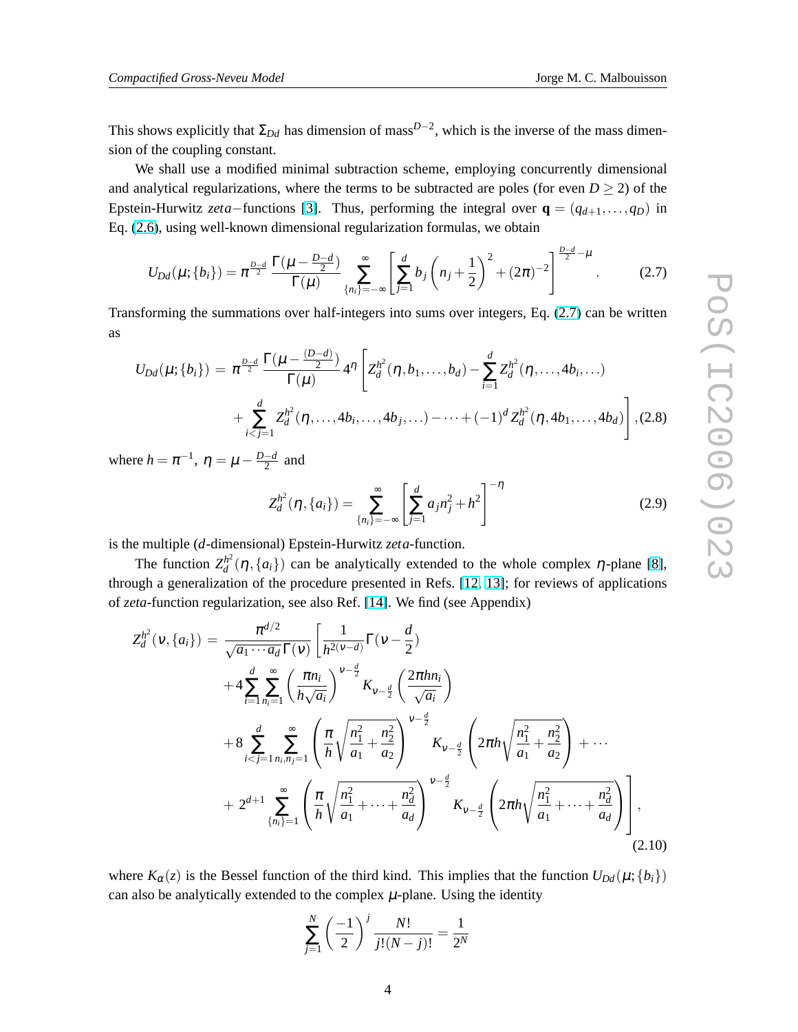This shows explicitly that $\Sigma_{Dd}$ has dimension of mass$^{D-2}$, which is the inverse of the mass dimension of the coupling constant.

We shall use a modified minimal subtraction scheme, employing concurrently dimensional and analytical regularizations, where the terms to be subtracted are poles (for even $D \geq 2$) of the Epstein-Hurwitz *zeta*−functions [3]. Thus, performing the integral over $\mathbf{q} = (q_{d+1}, \ldots, q_D)$ in Eq. (2.6), using well-known dimensional regularization formulas, we obtain

$$U_{Dd}(\mu;\{b_i\}) = \pi^{\frac{D-d}{2}} \frac{\Gamma(\mu - \frac{D-d}{2})}{\Gamma(\mu)} \sum_{\{n_i\}=-\infty}^{\infty} \left[ \sum_{j=1}^{d} b_j \left( n_j + \frac{1}{2} \right)^2 + (2\pi)^{-2} \right]^{\frac{D-d}{2}-\mu}. \tag{2.7}$$

Transforming the summations over half-integers into sums over integers, Eq. (2.7) can be written as

$$\begin{aligned} U_{Dd}(\mu;\{b_i\}) = \pi^{\frac{D-d}{2}} \frac{\Gamma(\mu - \frac{(D-d)}{2})}{\Gamma(\mu)} 4^{\eta} \Bigg[ & Z_d^{h^2}(\eta, b_1, \ldots, b_d) - \sum_{i=1}^{d} Z_d^{h^2}(\eta, \ldots, 4b_i, \ldots) \\ & + \sum_{i<j=1}^{d} Z_d^{h^2}(\eta, \ldots, 4b_i, \ldots, 4b_j, \ldots) - \cdots + (-1)^d Z_d^{h^2}(\eta, 4b_1, \ldots, 4b_d) \Bigg], \end{aligned} \tag{2.8}$$

where $h = \pi^{-1}$, $\eta = \mu - \frac{D-d}{2}$ and

$$Z_d^{h^2}(\eta, \{a_i\}) = \sum_{\{n_i\}=-\infty}^{\infty} \left[ \sum_{j=1}^{d} a_j n_j^2 + h^2 \right]^{-\eta} \tag{2.9}$$

is the multiple ($d$-dimensional) Epstein-Hurwitz *zeta*-function.

The function $Z_d^{h^2}(\eta, \{a_i\})$ can be analytically extended to the whole complex $\eta$-plane [8], through a generalization of the procedure presented in Refs. [12, 13]; for reviews of applications of *zeta*-function regularization, see also Ref. [14]. We find (see Appendix)

$$\begin{aligned} Z_d^{h^2}(\nu, \{a_i\}) = \frac{\pi^{d/2}}{\sqrt{a_1 \cdots a_d}\, \Gamma(\nu)} \Bigg[ & \frac{1}{h^{2(\nu-d)}} \Gamma(\nu - \frac{d}{2}) \\ & + 4 \sum_{i=1}^{d} \sum_{n_i=1}^{\infty} \left( \frac{\pi n_i}{h\sqrt{a_i}} \right)^{\nu - \frac{d}{2}} K_{\nu - \frac{d}{2}} \left( \frac{2\pi h n_i}{\sqrt{a_i}} \right) \\ & + 8 \sum_{i<j=1}^{d} \sum_{n_i, n_j=1}^{\infty} \left( \frac{\pi}{h} \sqrt{\frac{n_1^2}{a_1} + \frac{n_2^2}{a_2}} \right)^{\nu - \frac{d}{2}} K_{\nu - \frac{d}{2}} \left( 2\pi h \sqrt{\frac{n_1^2}{a_1} + \frac{n_2^2}{a_2}} \right) + \cdots \\ & + 2^{d+1} \sum_{\{n_i\}=1}^{\infty} \left( \frac{\pi}{h} \sqrt{\frac{n_1^2}{a_1} + \cdots + \frac{n_d^2}{a_d}} \right)^{\nu - \frac{d}{2}} K_{\nu - \frac{d}{2}} \left( 2\pi h \sqrt{\frac{n_1^2}{a_1} + \cdots + \frac{n_d^2}{a_d}} \right) \Bigg], \end{aligned} \tag{2.10}$$

where $K_{\alpha}(z)$ is the Bessel function of the third kind. This implies that the function $U_{Dd}(\mu;\{b_i\})$ can also be analytically extended to the complex $\mu$-plane. Using the identity

$$\sum_{j=1}^{N} \left( \frac{-1}{2} \right)^j \frac{N!}{j!(N-j)!} = \frac{1}{2^N}$$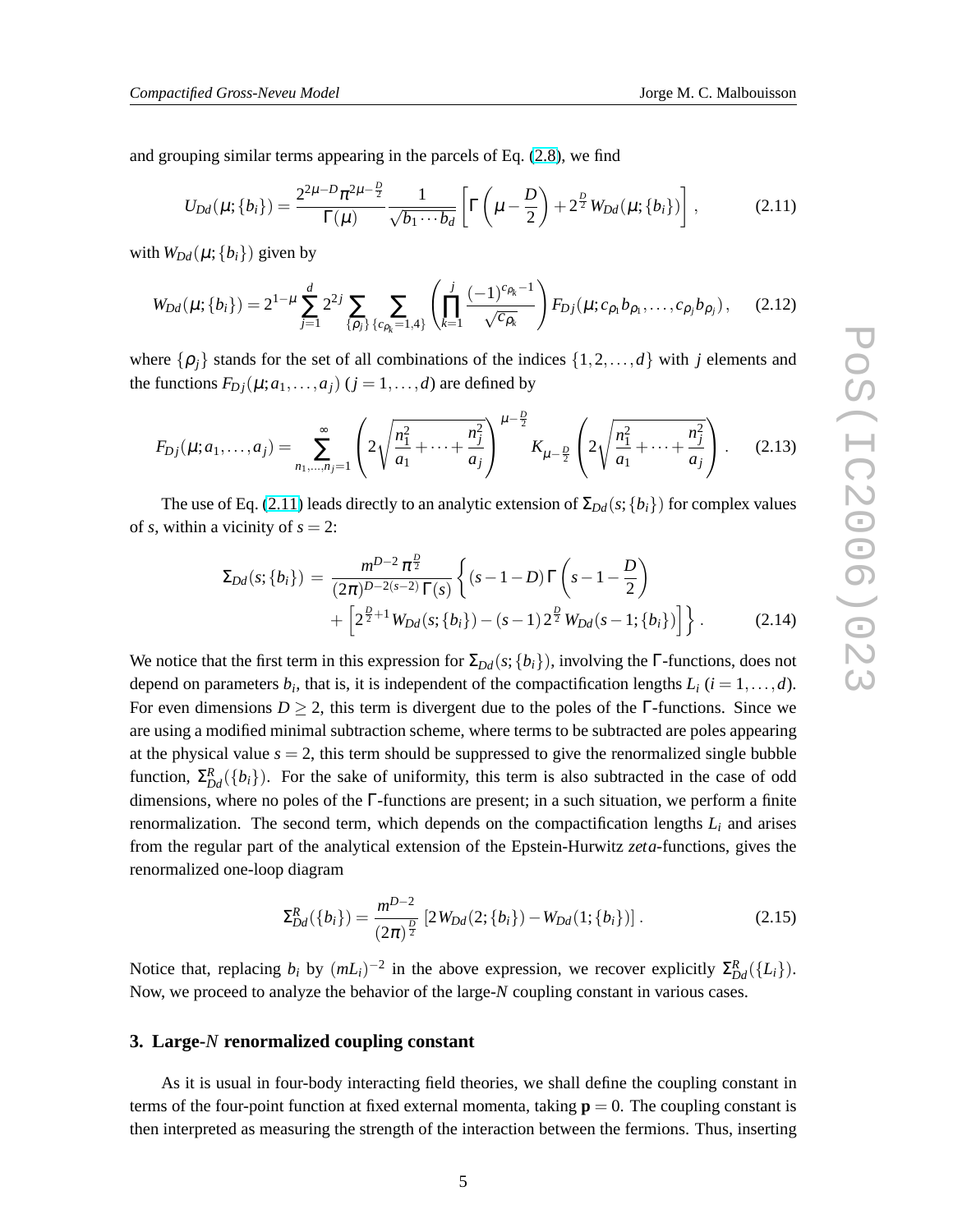and grouping similar terms appearing in the parcels of Eq. (2.8), we find

$$U_{Dd}(\mu;\{b_i\}) = \frac{2^{2\mu-D}\pi^{2\mu-\frac{D}{2}}}{\Gamma(\mu)} \frac{1}{\sqrt{b_1\cdots b_d}} \left[\Gamma\left(\mu-\frac{D}{2}\right) + 2^{\frac{D}{2}}\, W_{Dd}(\mu;\{b_i\})\right], \tag{2.11}$$

with $W_{Dd}(\mu;\{b_i\})$ given by

$$W_{Dd}(\mu;\{b_i\}) = 2^{1-\mu}\sum_{j=1}^{d} 2^{2j} \sum_{\{\rho_j\}} \sum_{\{c_{\rho_k}=1,4\}} \left(\prod_{k=1}^{j} \frac{(-1)^{c_{\rho_k}-1}}{\sqrt{c_{\rho_k}}}\right) F_{Dj}(\mu; c_{\rho_1} b_{\rho_1}, \ldots, c_{\rho_j} b_{\rho_j}), \tag{2.12}$$

where $\{\rho_j\}$ stands for the set of all combinations of the indices $\{1,2,\ldots,d\}$ with $j$ elements and the functions $F_{Dj}(\mu;a_1,\ldots,a_j)$ $(j=1,\ldots,d)$ are defined by

$$F_{Dj}(\mu;a_1,\ldots,a_j) = \sum_{n_1,\ldots,n_j=1}^{\infty} \left(2\sqrt{\frac{n_1^2}{a_1}+\cdots+\frac{n_j^2}{a_j}}\right)^{\mu-\frac{D}{2}} K_{\mu-\frac{D}{2}}\left(2\sqrt{\frac{n_1^2}{a_1}+\cdots+\frac{n_j^2}{a_j}}\right). \tag{2.13}$$

The use of Eq. (2.11) leads directly to an analytic extension of $\Sigma_{Dd}(s;\{b_i\})$ for complex values of $s$, within a vicinity of $s=2$:

$$\begin{aligned}\Sigma_{Dd}(s;\{b_i\}) \;=\; & \frac{m^{D-2}\,\pi^{\frac{D}{2}}}{(2\pi)^{D-2(s-2)}\,\Gamma(s)} \Bigg\{ (s-1-D)\,\Gamma\left(s-1-\frac{D}{2}\right) \\ & + \left[2^{\frac{D}{2}+1}\, W_{Dd}(s;\{b_i\}) - (s-1)\, 2^{\frac{D}{2}}\, W_{Dd}(s-1;\{b_i\})\right] \Bigg\}. \end{aligned} \tag{2.14}$$

We notice that the first term in this expression for $\Sigma_{Dd}(s;\{b_i\})$, involving the $\Gamma$-functions, does not depend on parameters $b_i$, that is, it is independent of the compactification lengths $L_i$ $(i=1,\ldots,d)$. For even dimensions $D\geq 2$, this term is divergent due to the poles of the $\Gamma$-functions. Since we are using a modified minimal subtraction scheme, where terms to be subtracted are poles appearing at the physical value $s=2$, this term should be suppressed to give the renormalized single bubble function, $\Sigma^R_{Dd}(\{b_i\})$. For the sake of uniformity, this term is also subtracted in the case of odd dimensions, where no poles of the $\Gamma$-functions are present; in a such situation, we perform a finite renormalization. The second term, which depends on the compactification lengths $L_i$ and arises from the regular part of the analytical extension of the Epstein-Hurwitz *zeta*-functions, gives the renormalized one-loop diagram

$$\Sigma^R_{Dd}(\{b_i\}) = \frac{m^{D-2}}{(2\pi)^{\frac{D}{2}}} \left[2\,W_{Dd}(2;\{b_i\}) - W_{Dd}(1;\{b_i\})\right]. \tag{2.15}$$

Notice that, replacing $b_i$ by $(mL_i)^{-2}$ in the above expression, we recover explicitly $\Sigma^R_{Dd}(\{L_i\})$. Now, we proceed to analyze the behavior of the large-$N$ coupling constant in various cases.

## 3. Large-$N$ renormalized coupling constant

As it is usual in four-body interacting field theories, we shall define the coupling constant in terms of the four-point function at fixed external momenta, taking $\mathbf{p}=0$. The coupling constant is then interpreted as measuring the strength of the interaction between the fermions. Thus, inserting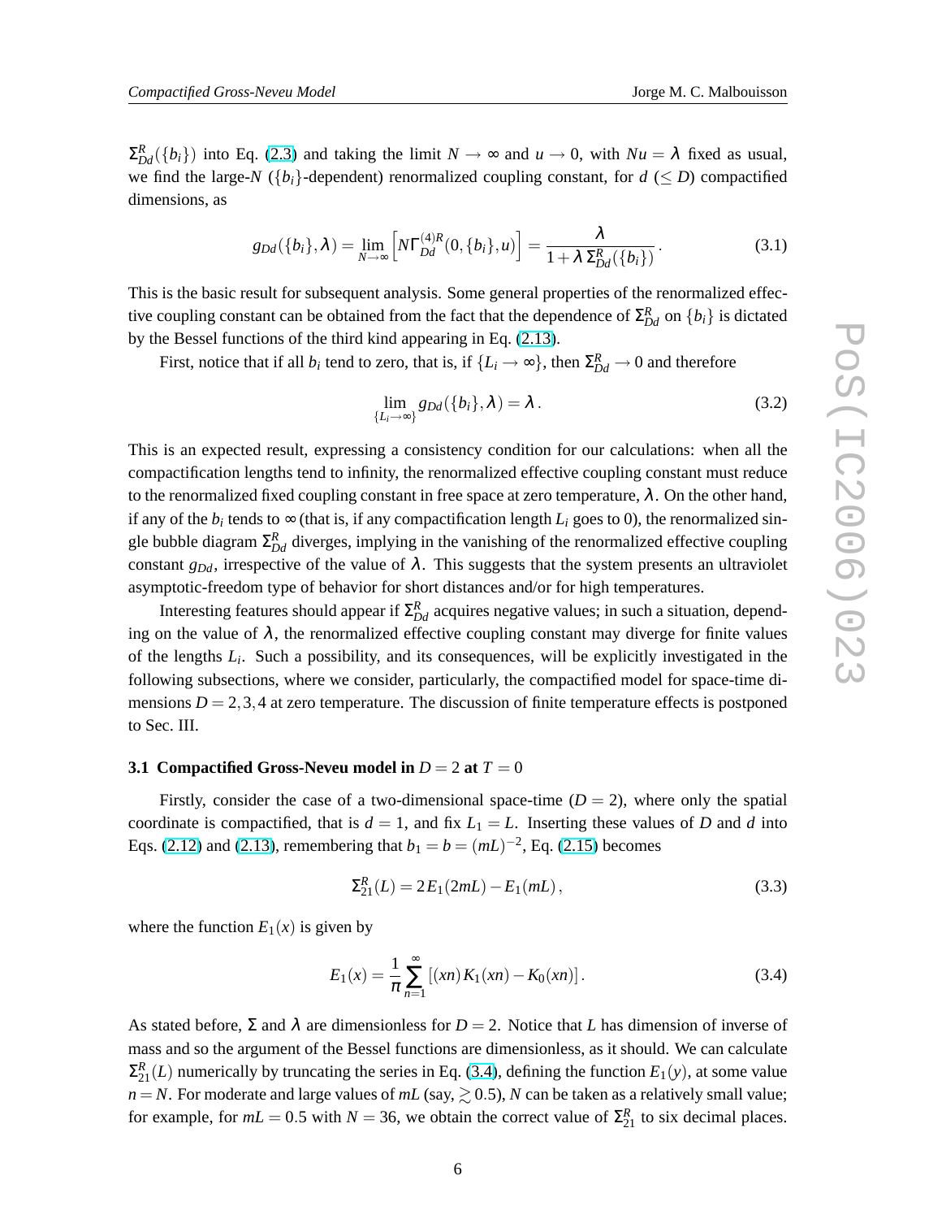$\Sigma^R_{Dd}(\{b_i\})$ into Eq. (2.3) and taking the limit $N \to \infty$ and $u \to 0$, with $Nu = \lambda$ fixed as usual, we find the large-$N$ ($\{b_i\}$-dependent) renormalized coupling constant, for $d$ ($\leq D$) compactified dimensions, as

$$g_{Dd}(\{b_i\},\lambda) = \lim_{N\to\infty}\left[N\Gamma^{(4)R}_{Dd}(0,\{b_i\},u)\right] = \frac{\lambda}{1+\lambda\,\Sigma^R_{Dd}(\{b_i\})}\,. \tag{3.1}$$

This is the basic result for subsequent analysis. Some general properties of the renormalized effective coupling constant can be obtained from the fact that the dependence of $\Sigma^R_{Dd}$ on $\{b_i\}$ is dictated by the Bessel functions of the third kind appearing in Eq. (2.13).

First, notice that if all $b_i$ tend to zero, that is, if $\{L_i \to \infty\}$, then $\Sigma^R_{Dd} \to 0$ and therefore

$$\lim_{\{L_i\to\infty\}} g_{Dd}(\{b_i\},\lambda) = \lambda\,. \tag{3.2}$$

This is an expected result, expressing a consistency condition for our calculations: when all the compactification lengths tend to infinity, the renormalized effective coupling constant must reduce to the renormalized fixed coupling constant in free space at zero temperature, $\lambda$. On the other hand, if any of the $b_i$ tends to $\infty$ (that is, if any compactification length $L_i$ goes to 0), the renormalized single bubble diagram $\Sigma^R_{Dd}$ diverges, implying in the vanishing of the renormalized effective coupling constant $g_{Dd}$, irrespective of the value of $\lambda$. This suggests that the system presents an ultraviolet asymptotic-freedom type of behavior for short distances and/or for high temperatures.

Interesting features should appear if $\Sigma^R_{Dd}$ acquires negative values; in such a situation, depending on the value of $\lambda$, the renormalized effective coupling constant may diverge for finite values of the lengths $L_i$. Such a possibility, and its consequences, will be explicitly investigated in the following subsections, where we consider, particularly, the compactified model for space-time dimensions $D = 2,3,4$ at zero temperature. The discussion of finite temperature effects is postponed to Sec. III.

### 3.1 Compactified Gross-Neveu model in $D = 2$ at $T = 0$

Firstly, consider the case of a two-dimensional space-time ($D = 2$), where only the spatial coordinate is compactified, that is $d = 1$, and fix $L_1 = L$. Inserting these values of $D$ and $d$ into Eqs. (2.12) and (2.13), remembering that $b_1 = b = (mL)^{-2}$, Eq. (2.15) becomes

$$\Sigma^R_{21}(L) = 2E_1(2mL) - E_1(mL)\,, \tag{3.3}$$

where the function $E_1(x)$ is given by

$$E_1(x) = \frac{1}{\pi}\sum_{n=1}^{\infty}\left[(xn)K_1(xn) - K_0(xn)\right]. \tag{3.4}$$

As stated before, $\Sigma$ and $\lambda$ are dimensionless for $D = 2$. Notice that $L$ has dimension of inverse of mass and so the argument of the Bessel functions are dimensionless, as it should. We can calculate $\Sigma^R_{21}(L)$ numerically by truncating the series in Eq. (3.4), defining the function $E_1(y)$, at some value $n = N$. For moderate and large values of $mL$ (say, $\gtrsim 0.5$), $N$ can be taken as a relatively small value; for example, for $mL = 0.5$ with $N = 36$, we obtain the correct value of $\Sigma^R_{21}$ to six decimal places.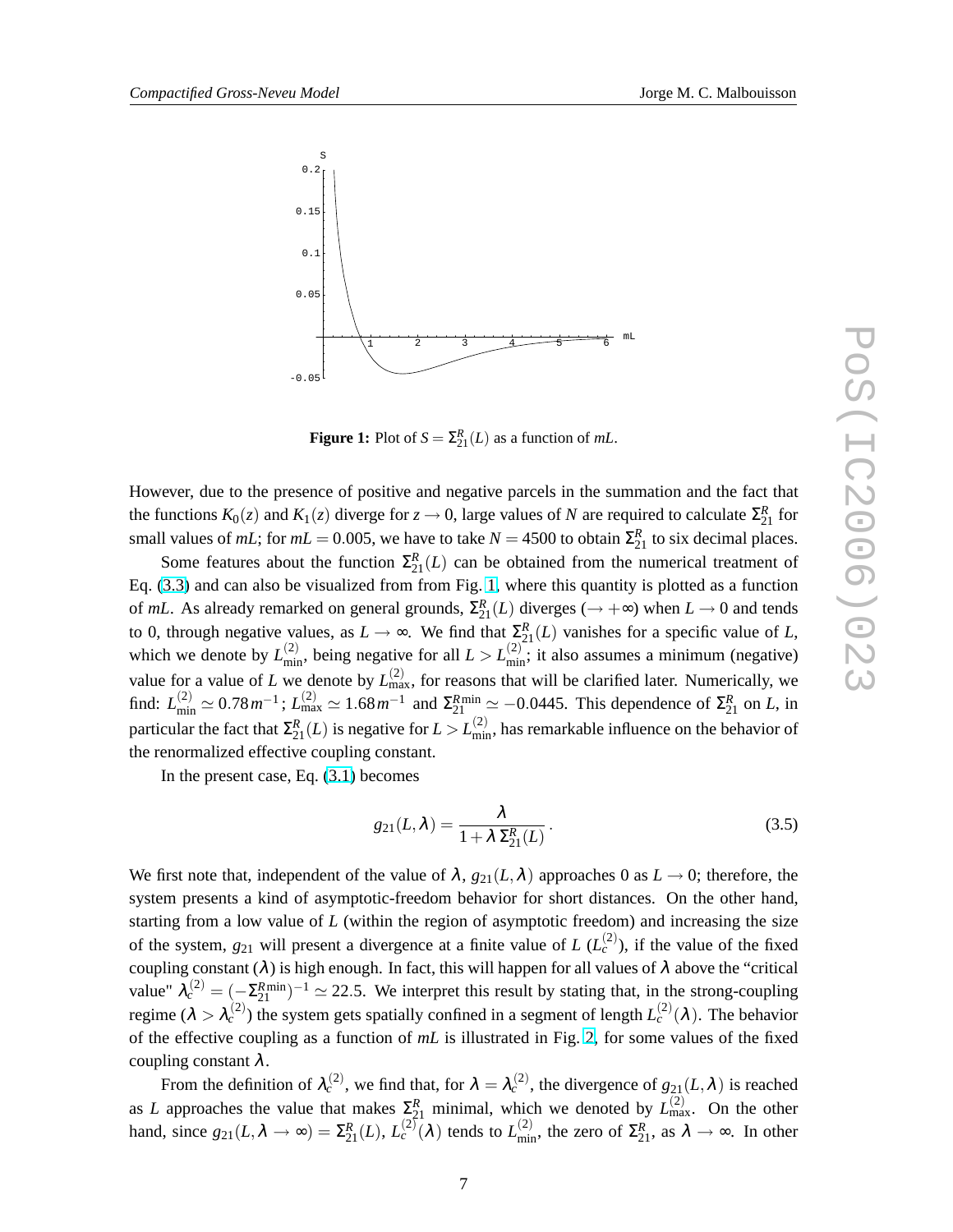**Figure 1:** Plot of $S = \Sigma_{21}^R(L)$ as a function of $mL$.

However, due to the presence of positive and negative parcels in the summation and the fact that the functions $K_0(z)$ and $K_1(z)$ diverge for $z \to 0$, large values of $N$ are required to calculate $\Sigma_{21}^R$ for small values of $mL$; for $mL = 0.005$, we have to take $N = 4500$ to obtain $\Sigma_{21}^R$ to six decimal places.

Some features about the function $\Sigma_{21}^R(L)$ can be obtained from the numerical treatment of Eq. (3.3) and can also be visualized from from Fig. 1, where this quantity is plotted as a function of $mL$. As already remarked on general grounds, $\Sigma_{21}^R(L)$ diverges ($\to +\infty$) when $L \to 0$ and tends to 0, through negative values, as $L \to \infty$. We find that $\Sigma_{21}^R(L)$ vanishes for a specific value of $L$, which we denote by $L_{\min}^{(2)}$, being negative for all $L > L_{\min}^{(2)}$; it also assumes a minimum (negative) value for a value of $L$ we denote by $L_{\max}^{(2)}$, for reasons that will be clarified later. Numerically, we find: $L_{\min}^{(2)} \simeq 0.78\, m^{-1}$; $L_{\max}^{(2)} \simeq 1.68\, m^{-1}$ and $\Sigma_{21}^{R\min} \simeq -0.0445$. This dependence of $\Sigma_{21}^R$ on $L$, in particular the fact that $\Sigma_{21}^R(L)$ is negative for $L > L_{\min}^{(2)}$, has remarkable influence on the behavior of the renormalized effective coupling constant.

In the present case, Eq. (3.1) becomes

$$g_{21}(L,\lambda) = \frac{\lambda}{1 + \lambda\, \Sigma_{21}^R(L)}\,. \tag{3.5}$$

We first note that, independent of the value of $\lambda$, $g_{21}(L,\lambda)$ approaches 0 as $L \to 0$; therefore, the system presents a kind of asymptotic-freedom behavior for short distances. On the other hand, starting from a low value of $L$ (within the region of asymptotic freedom) and increasing the size of the system, $g_{21}$ will present a divergence at a finite value of $L$ ($L_c^{(2)}$), if the value of the fixed coupling constant ($\lambda$) is high enough. In fact, this will happen for all values of $\lambda$ above the "critical value" $\lambda_c^{(2)} = (-\Sigma_{21}^{R\min})^{-1} \simeq 22.5$. We interpret this result by stating that, in the strong-coupling regime ($\lambda > \lambda_c^{(2)}$) the system gets spatially confined in a segment of length $L_c^{(2)}(\lambda)$. The behavior of the effective coupling as a function of $mL$ is illustrated in Fig. 2, for some values of the fixed coupling constant $\lambda$.

From the definition of $\lambda_c^{(2)}$, we find that, for $\lambda = \lambda_c^{(2)}$, the divergence of $g_{21}(L,\lambda)$ is reached as $L$ approaches the value that makes $\Sigma_{21}^R$ minimal, which we denoted by $L_{\max}^{(2)}$. On the other hand, since $g_{21}(L,\lambda \to \infty) = \Sigma_{21}^R(L)$, $L_c^{(2)}(\lambda)$ tends to $L_{\min}^{(2)}$, the zero of $\Sigma_{21}^R$, as $\lambda \to \infty$. In other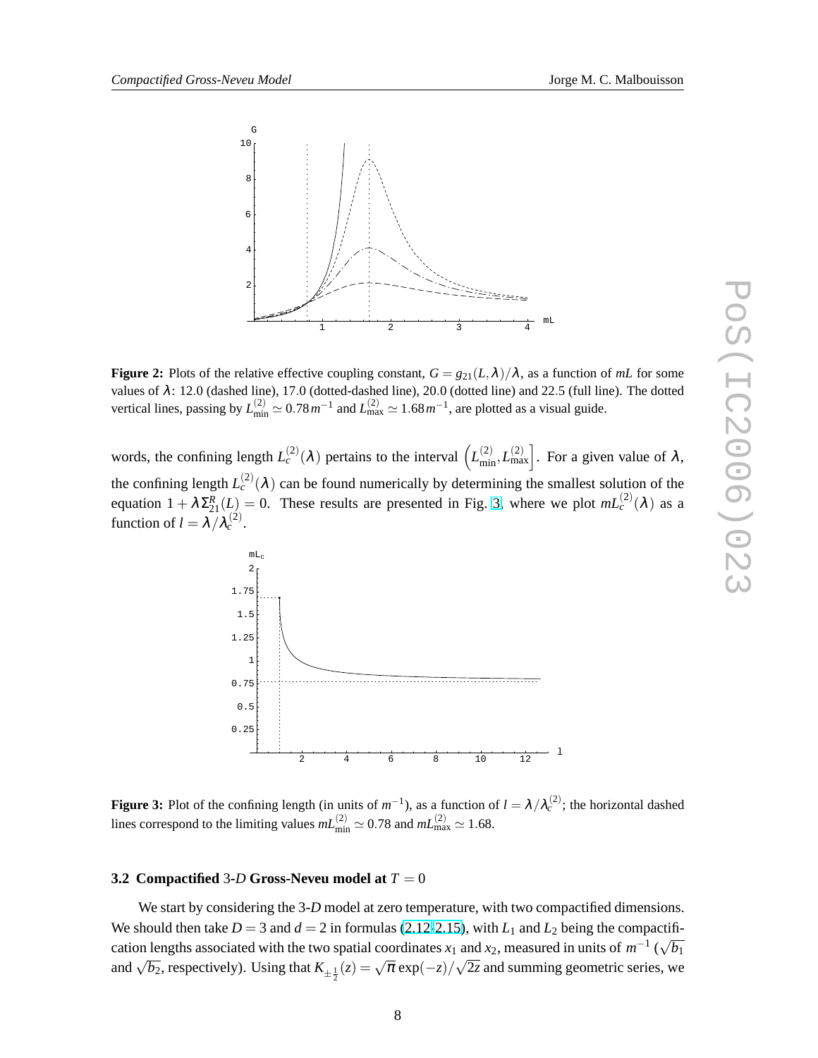**Figure 2:** Plots of the relative effective coupling constant, $G = g_{21}(L,\lambda)/\lambda$, as a function of $mL$ for some values of $\lambda$: 12.0 (dashed line), 17.0 (dotted-dashed line), 20.0 (dotted line) and 22.5 (full line). The dotted vertical lines, passing by $L_{\min}^{(2)} \simeq 0.78\,m^{-1}$ and $L_{\max}^{(2)} \simeq 1.68\,m^{-1}$, are plotted as a visual guide.

words, the confining length $L_c^{(2)}(\lambda)$ pertains to the interval $\left(L_{\min}^{(2)}, L_{\max}^{(2)}\right]$. For a given value of $\lambda$, the confining length $L_c^{(2)}(\lambda)$ can be found numerically by determining the smallest solution of the equation $1 + \lambda \Sigma_{21}^{R}(L) = 0$. These results are presented in Fig. 3, where we plot $mL_c^{(2)}(\lambda)$ as a function of $l = \lambda/\lambda_c^{(2)}$.

**Figure 3:** Plot of the confining length (in units of $m^{-1}$), as a function of $l = \lambda/\lambda_c^{(2)}$; the horizontal dashed lines correspond to the limiting values $mL_{\min}^{(2)} \simeq 0.78$ and $mL_{\max}^{(2)} \simeq 1.68$.

### 3.2 Compactified 3-*D* Gross-Neveu model at $T = 0$

We start by considering the 3-*D* model at zero temperature, with two compactified dimensions. We should then take $D = 3$ and $d = 2$ in formulas (2.12-2.15), with $L_1$ and $L_2$ being the compactification lengths associated with the two spatial coordinates $x_1$ and $x_2$, measured in units of $m^{-1}$ ($\sqrt{b_1}$ and $\sqrt{b_2}$, respectively). Using that $K_{\pm\frac{1}{2}}(z) = \sqrt{\pi}\exp(-z)/\sqrt{2z}$ and summing geometric series, we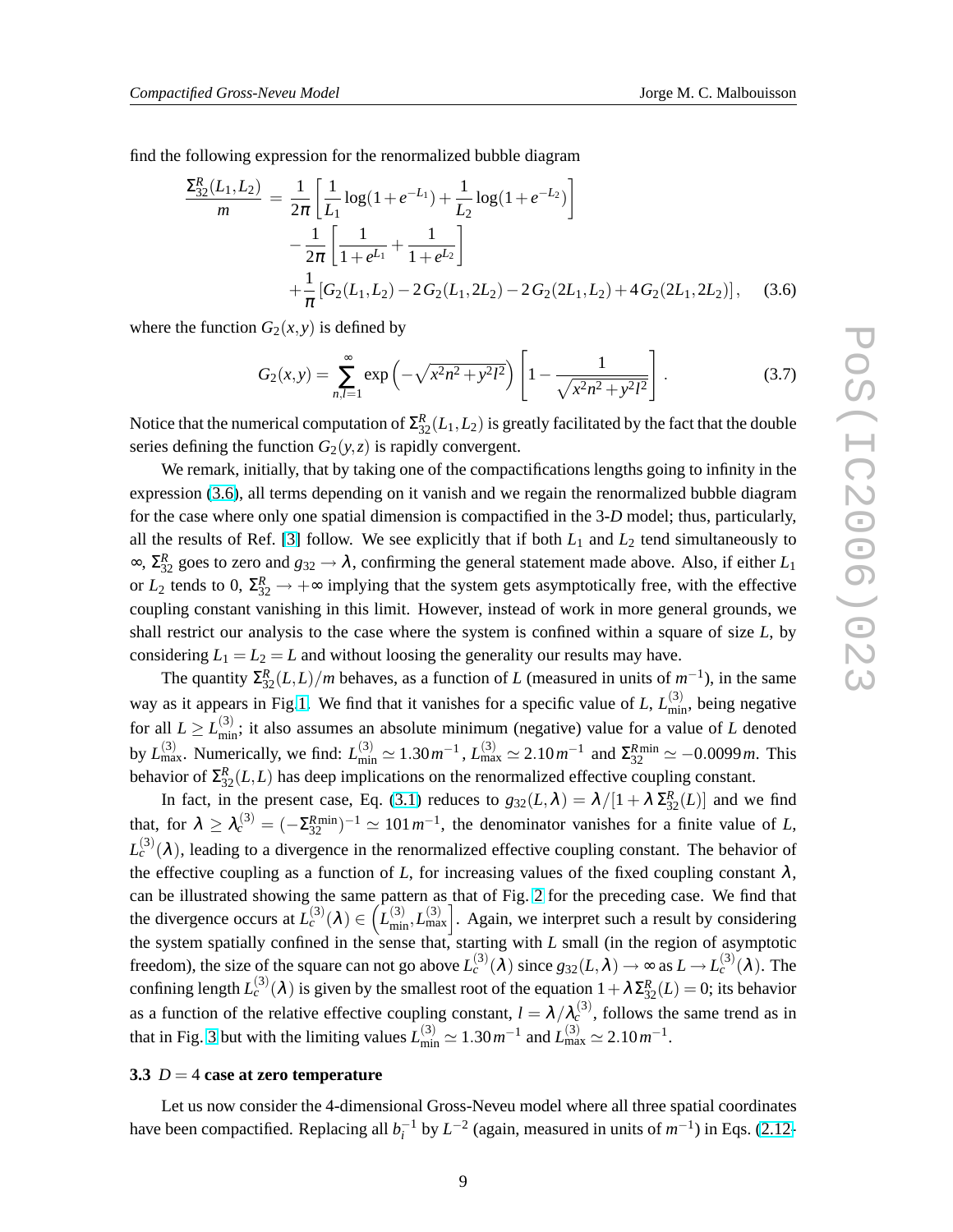find the following expression for the renormalized bubble diagram

$$
\begin{aligned}
\frac{\Sigma_{32}^{R}(L_1,L_2)}{m} = & \frac{1}{2\pi}\left[\frac{1}{L_1}\log(1+e^{-L_1})+\frac{1}{L_2}\log(1+e^{-L_2})\right] \\
& -\frac{1}{2\pi}\left[\frac{1}{1+e^{L_1}}+\frac{1}{1+e^{L_2}}\right] \\
& +\frac{1}{\pi}\left[G_2(L_1,L_2)-2\,G_2(L_1,2L_2)-2\,G_2(2L_1,L_2)+4\,G_2(2L_1,2L_2)\right], \quad (3.6)
\end{aligned}
$$

where the function $G_2(x,y)$ is defined by

$$
G_2(x,y)=\sum_{n,l=1}^{\infty}\exp\left(-\sqrt{x^2n^2+y^2l^2}\right)\left[1-\frac{1}{\sqrt{x^2n^2+y^2l^2}}\right]. \quad (3.7)
$$

Notice that the numerical computation of $\Sigma_{32}^{R}(L_1,L_2)$ is greatly facilitated by the fact that the double series defining the function $G_2(y,z)$ is rapidly convergent.

We remark, initially, that by taking one of the compactifications lengths going to infinity in the expression (3.6), all terms depending on it vanish and we regain the renormalized bubble diagram for the case where only one spatial dimension is compactified in the 3-*D* model; thus, particularly, all the results of Ref. [3] follow. We see explicitly that if both $L_1$ and $L_2$ tend simultaneously to $\infty$, $\Sigma_{32}^{R}$ goes to zero and $g_{32}\to\lambda$, confirming the general statement made above. Also, if either $L_1$ or $L_2$ tends to 0, $\Sigma_{32}^{R}\to+\infty$ implying that the system gets asymptotically free, with the effective coupling constant vanishing in this limit. However, instead of work in more general grounds, we shall restrict our analysis to the case where the system is confined within a square of size $L$, by considering $L_1=L_2=L$ and without loosing the generality our results may have.

The quantity $\Sigma_{32}^{R}(L,L)/m$ behaves, as a function of $L$ (measured in units of $m^{-1}$), in the same way as it appears in Fig.1. We find that it vanishes for a specific value of $L$, $L_{\min}^{(3)}$, being negative for all $L\geq L_{\min}^{(3)}$; it also assumes an absolute minimum (negative) value for a value of $L$ denoted by $L_{\max}^{(3)}$. Numerically, we find: $L_{\min}^{(3)}\simeq 1.30\,m^{-1}$, $L_{\max}^{(3)}\simeq 2.10\,m^{-1}$ and $\Sigma_{32}^{R\min}\simeq -0.0099\,m$. This behavior of $\Sigma_{32}^{R}(L,L)$ has deep implications on the renormalized effective coupling constant.

In fact, in the present case, Eq. (3.1) reduces to $g_{32}(L,\lambda)=\lambda/[1+\lambda\,\Sigma_{32}^{R}(L)]$ and we find that, for $\lambda\geq\lambda_c^{(3)}=(-\Sigma_{32}^{R\min})^{-1}\simeq 101\,m^{-1}$, the denominator vanishes for a finite value of $L$, $L_c^{(3)}(\lambda)$, leading to a divergence in the renormalized effective coupling constant. The behavior of the effective coupling as a function of $L$, for increasing values of the fixed coupling constant $\lambda$, can be illustrated showing the same pattern as that of Fig. 2 for the preceding case. We find that the divergence occurs at $L_c^{(3)}(\lambda)\in\left(L_{\min}^{(3)},L_{\max}^{(3)}\right]$. Again, we interpret such a result by considering the system spatially confined in the sense that, starting with $L$ small (in the region of asymptotic freedom), the size of the square can not go above $L_c^{(3)}(\lambda)$ since $g_{32}(L,\lambda)\to\infty$ as $L\to L_c^{(3)}(\lambda)$. The confining length $L_c^{(3)}(\lambda)$ is given by the smallest root of the equation $1+\lambda\,\Sigma_{32}^{R}(L)=0$; its behavior as a function of the relative effective coupling constant, $l=\lambda/\lambda_c^{(3)}$, follows the same trend as in that in Fig. 3 but with the limiting values $L_{\min}^{(3)}\simeq 1.30\,m^{-1}$ and $L_{\max}^{(3)}\simeq 2.10\,m^{-1}$.

### 3.3 $D=4$ case at zero temperature

Let us now consider the 4-dimensional Gross-Neveu model where all three spatial coordinates have been compactified. Replacing all $b_i^{-1}$ by $L^{-2}$ (again, measured in units of $m^{-1}$) in Eqs. (2.12-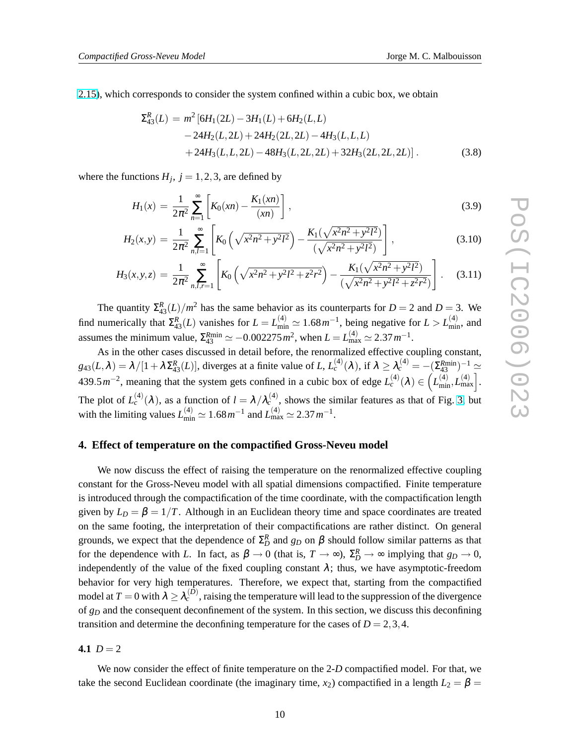2.15), which corresponds to consider the system confined within a cubic box, we obtain

$$
\begin{aligned}
\Sigma_{43}^{R}(L) \,=\, & m^2\,[6H_1(2L) - 3H_1(L) + 6H_2(L,L) \\
& - 24H_2(L,2L) + 24H_2(2L,2L) - 4H_3(L,L,L) \\
& + 24H_3(L,L,2L) - 48H_3(L,2L,2L) + 32H_3(2L,2L,2L)]\,. 
\end{aligned} \tag{3.8}
$$

where the functions $H_j$, $j = 1,2,3$, are defined by

$$
H_1(x) \,=\, \frac{1}{2\pi^2}\sum_{n=1}^{\infty}\left[K_0(xn) - \frac{K_1(xn)}{(xn)}\right], \tag{3.9}
$$

$$
H_2(x,y) \,=\, \frac{1}{2\pi^2}\sum_{n,l=1}^{\infty}\left[K_0\left(\sqrt{x^2n^2+y^2l^2}\right) - \frac{K_1(\sqrt{x^2n^2+y^2l^2})}{(\sqrt{x^2n^2+y^2l^2})}\right], \tag{3.10}
$$

$$
H_3(x,y,z) \,=\, \frac{1}{2\pi^2}\sum_{n,l,r=1}^{\infty}\left[K_0\left(\sqrt{x^2n^2+y^2l^2+z^2r^2}\right) - \frac{K_1(\sqrt{x^2n^2+y^2l^2})}{(\sqrt{x^2n^2+y^2l^2+z^2r^2})}\right]. \tag{3.11}
$$

The quantity $\Sigma_{43}^{R}(L)/m^2$ has the same behavior as its counterparts for $D = 2$ and $D = 3$. We find numerically that $\Sigma_{43}^{R}(L)$ vanishes for $L = L_{\rm min}^{(4)} \simeq 1.68\,m^{-1}$, being negative for $L > L_{\rm min}^{(4)}$, and assumes the minimum value, $\Sigma_{43}^{R\min} \simeq -0.002275\,m^2$, when $L = L_{\rm max}^{(4)} \simeq 2.37\,m^{-1}$.

As in the other cases discussed in detail before, the renormalized effective coupling constant, $g_{43}(L,\lambda) = \lambda/[1+\lambda\Sigma_{43}^{R}(L)]$, diverges at a finite value of $L$, $L_c^{(4)}(\lambda)$, if $\lambda \geq \lambda_c^{(4)} = -(\Sigma_{43}^{R\min})^{-1} \simeq 439.5\,m^{-2}$, meaning that the system gets confined in a cubic box of edge $L_c^{(4)}(\lambda) \in \left(L_{\rm min}^{(4)}, L_{\rm max}^{(4)}\right]$. The plot of $L_c^{(4)}(\lambda)$, as a function of $l = \lambda/\lambda_c^{(4)}$, shows the similar features as that of Fig. 3, but with the limiting values $L_{\rm min}^{(4)} \simeq 1.68\,m^{-1}$ and $L_{\rm max}^{(4)} \simeq 2.37\,m^{-1}$.

## 4. Effect of temperature on the compactified Gross-Neveu model

We now discuss the effect of raising the temperature on the renormalized effective coupling constant for the Gross-Neveu model with all spatial dimensions compactified. Finite temperature is introduced through the compactification of the time coordinate, with the compactification length given by $L_D = \beta = 1/T$. Although in an Euclidean theory time and space coordinates are treated on the same footing, the interpretation of their compactifications are rather distinct. On general grounds, we expect that the dependence of $\Sigma_D^R$ and $g_D$ on $\beta$ should follow similar patterns as that for the dependence with $L$. In fact, as $\beta \to 0$ (that is, $T \to \infty$), $\Sigma_D^R \to \infty$ implying that $g_D \to 0$, independently of the value of the fixed coupling constant $\lambda$; thus, we have asymptotic-freedom behavior for very high temperatures. Therefore, we expect that, starting from the compactified model at $T = 0$ with $\lambda \geq \lambda_c^{(D)}$, raising the temperature will lead to the suppression of the divergence of $g_D$ and the consequent deconfinement of the system. In this section, we discuss this deconfining transition and determine the deconfining temperature for the cases of $D = 2,3,4$.

### 4.1 $D = 2$

We now consider the effect of finite temperature on the 2-$D$ compactified model. For that, we take the second Euclidean coordinate (the imaginary time, $x_2$) compactified in a length $L_2 = \beta =$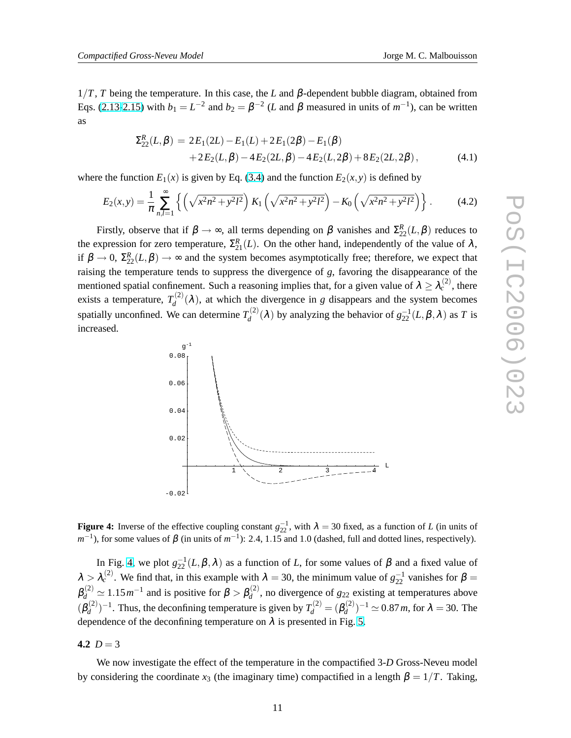$1/T$, $T$ being the temperature. In this case, the $L$ and $\beta$-dependent bubble diagram, obtained from Eqs. (2.13-2.15) with $b_1 = L^{-2}$ and $b_2 = \beta^{-2}$ ($L$ and $\beta$ measured in units of $m^{-1}$), can be written as

$$\Sigma_{22}^{R}(L,\beta) = 2E_1(2L) - E_1(L) + 2E_1(2\beta) - E_1(\beta) + 2E_2(L,\beta) - 4E_2(2L,\beta) - 4E_2(L,2\beta) + 8E_2(2L,2\beta)\,, \tag{4.1}$$

where the function $E_1(x)$ is given by Eq. (3.4) and the function $E_2(x,y)$ is defined by

$$E_2(x,y) = \frac{1}{\pi}\sum_{n,l=1}^{\infty}\left\{\left(\sqrt{x^2n^2+y^2l^2}\right)K_1\left(\sqrt{x^2n^2+y^2l^2}\right) - K_0\left(\sqrt{x^2n^2+y^2l^2}\right)\right\}. \tag{4.2}$$

Firstly, observe that if $\beta \to \infty$, all terms depending on $\beta$ vanishes and $\Sigma_{22}^{R}(L,\beta)$ reduces to the expression for zero temperature, $\Sigma_{21}^{R}(L)$. On the other hand, independently of the value of $\lambda$, if $\beta \to 0$, $\Sigma_{22}^{R}(L,\beta) \to \infty$ and the system becomes asymptotically free; therefore, we expect that raising the temperature tends to suppress the divergence of $g$, favoring the disappearance of the mentioned spatial confinement. Such a reasoning implies that, for a given value of $\lambda \geq \lambda_c^{(2)}$, there exists a temperature, $T_d^{(2)}(\lambda)$, at which the divergence in $g$ disappears and the system becomes spatially unconfined. We can determine $T_d^{(2)}(\lambda)$ by analyzing the behavior of $g_{22}^{-1}(L,\beta,\lambda)$ as $T$ is increased.

**Figure 4:** Inverse of the effective coupling constant $g_{22}^{-1}$, with $\lambda = 30$ fixed, as a function of $L$ (in units of $m^{-1}$), for some values of $\beta$ (in units of $m^{-1}$): 2.4, 1.15 and 1.0 (dashed, full and dotted lines, respectively).

In Fig. 4, we plot $g_{22}^{-1}(L,\beta,\lambda)$ as a function of $L$, for some values of $\beta$ and a fixed value of $\lambda > \lambda_c^{(2)}$. We find that, in this example with $\lambda = 30$, the minimum value of $g_{22}^{-1}$ vanishes for $\beta = \beta_d^{(2)} \simeq 1.15\,m^{-1}$ and is positive for $\beta > \beta_d^{(2)}$, no divergence of $g_{22}$ existing at temperatures above $(\beta_d^{(2)})^{-1}$. Thus, the deconfining temperature is given by $T_d^{(2)} = (\beta_d^{(2)})^{-1} \simeq 0.87\,m$, for $\lambda = 30$. The dependence of the deconfining temperature on $\lambda$ is presented in Fig. 5.

### 4.2 $D = 3$

We now investigate the effect of the temperature in the compactified 3-$D$ Gross-Neveu model by considering the coordinate $x_3$ (the imaginary time) compactified in a length $\beta = 1/T$. Taking,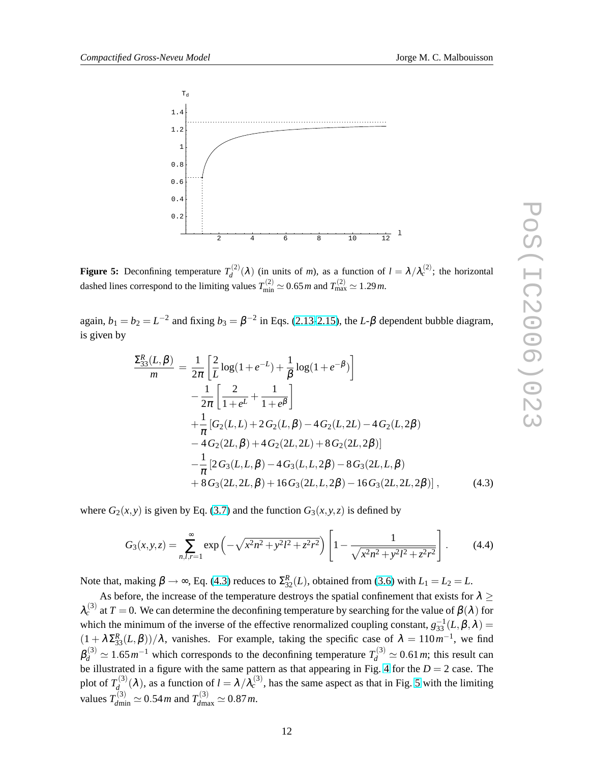**Figure 5:** Deconfining temperature $T_d^{(2)}(\lambda)$ (in units of $m$), as a function of $l = \lambda/\lambda_c^{(2)}$; the horizontal dashed lines correspond to the limiting values $T_{\min}^{(2)} \simeq 0.65\,m$ and $T_{\max}^{(2)} \simeq 1.29\,m$.

again, $b_1 = b_2 = L^{-2}$ and fixing $b_3 = \beta^{-2}$ in Eqs. (2.13-2.15), the $L$-$\beta$ dependent bubble diagram, is given by

$$
\begin{aligned}
\frac{\Sigma_{33}^R(L,\beta)}{m} = & \frac{1}{2\pi}\left[\frac{2}{L}\log(1+e^{-L}) + \frac{1}{\beta}\log(1+e^{-\beta})\right] \\
& - \frac{1}{2\pi}\left[\frac{2}{1+e^{L}} + \frac{1}{1+e^{\beta}}\right] \\
& + \frac{1}{\pi}\left[G_2(L,L) + 2\,G_2(L,\beta) - 4\,G_2(L,2L) - 4\,G_2(L,2\beta)\right. \\
& \left. - 4\,G_2(2L,\beta) + 4\,G_2(2L,2L) + 8\,G_2(2L,2\beta)\right] \\
& - \frac{1}{\pi}\left[2\,G_3(L,L,\beta) - 4\,G_3(L,L,2\beta) - 8\,G_3(2L,L,\beta)\right. \\
& \left. + 8\,G_3(2L,2L,\beta) + 16\,G_3(2L,L,2\beta) - 16\,G_3(2L,2L,2\beta)\right], \qquad (4.3)
\end{aligned}
$$

where $G_2(x,y)$ is given by Eq. (3.7) and the function $G_3(x,y,z)$ is defined by

$$
G_3(x,y,z) = \sum_{n,l,r=1}^{\infty} \exp\left(-\sqrt{x^2n^2 + y^2l^2 + z^2r^2}\right)\left[1 - \frac{1}{\sqrt{x^2n^2 + y^2l^2 + z^2r^2}}\right]. \qquad (4.4)
$$

Note that, making $\beta \to \infty$, Eq. (4.3) reduces to $\Sigma_{32}^R(L)$, obtained from (3.6) with $L_1 = L_2 = L$.

As before, the increase of the temperature destroys the spatial confinement that exists for $\lambda \geq \lambda_c^{(3)}$ at $T = 0$. We can determine the deconfining temperature by searching for the value of $\beta(\lambda)$ for which the minimum of the inverse of the effective renormalized coupling constant, $g_{33}^{-1}(L,\beta,\lambda) = (1 + \lambda\Sigma_{33}^R(L,\beta))/\lambda$, vanishes. For example, taking the specific case of $\lambda = 110\,m^{-1}$, we find $\beta_d^{(3)} \simeq 1.65\,m^{-1}$ which corresponds to the deconfining temperature $T_d^{(3)} \simeq 0.61\,m$; this result can be illustrated in a figure with the same pattern as that appearing in Fig. 4 for the $D = 2$ case. The plot of $T_d^{(3)}(\lambda)$, as a function of $l = \lambda/\lambda_c^{(3)}$, has the same aspect as that in Fig. 5 with the limiting values $T_{d\min}^{(3)} \simeq 0.54\,m$ and $T_{d\max}^{(3)} \simeq 0.87\,m$.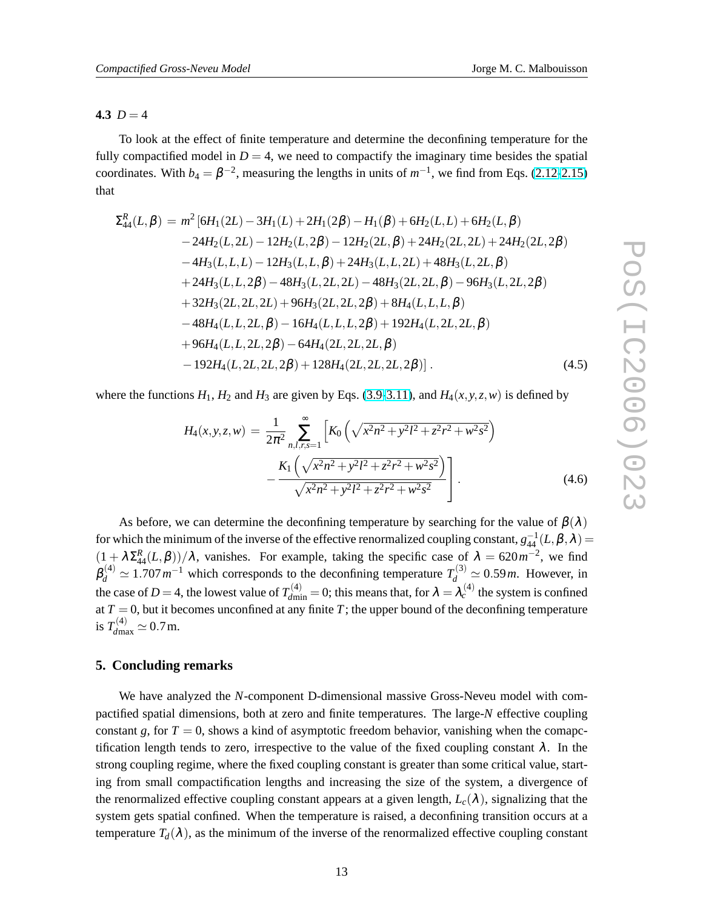### 4.3 $D = 4$

To look at the effect of finite temperature and determine the deconfining temperature for the fully compactified model in $D = 4$, we need to compactify the imaginary time besides the spatial coordinates. With $b_4 = \beta^{-2}$, measuring the lengths in units of $m^{-1}$, we find from Eqs. (2.12-2.15) that

$$
\begin{aligned}
\Sigma^R_{44}(L,\beta) \;=\; & m^2\,[6H_1(2L) - 3H_1(L) + 2H_1(2\beta) - H_1(\beta) + 6H_2(L,L) + 6H_2(L,\beta) \\
& - 24H_2(L,2L) - 12H_2(L,2\beta) - 12H_2(2L,\beta) + 24H_2(2L,2L) + 24H_2(2L,2\beta) \\
& - 4H_3(L,L,L) - 12H_3(L,L,\beta) + 24H_3(L,L,2L) + 48H_3(L,2L,\beta) \\
& + 24H_3(L,L,2\beta) - 48H_3(L,2L,2L) - 48H_3(2L,2L,\beta) - 96H_3(L,2L,2\beta) \\
& + 32H_3(2L,2L,2L) + 96H_3(2L,2L,2\beta) + 8H_4(L,L,L,\beta) \\
& - 48H_4(L,L,2L,\beta) - 16H_4(L,L,L,2\beta) + 192H_4(L,2L,2L,\beta) \\
& + 96H_4(L,L,2L,2\beta) - 64H_4(2L,2L,2L,\beta) \\
& - 192H_4(L,2L,2L,2\beta) + 128H_4(2L,2L,2L,2\beta)]\,.
\end{aligned}
\tag{4.5}
$$

where the functions $H_1$, $H_2$ and $H_3$ are given by Eqs. (3.9-3.11), and $H_4(x,y,z,w)$ is defined by

$$
H_4(x,y,z,w) \;=\; \frac{1}{2\pi^2}\sum_{n,l,r,s=1}^{\infty}\left[K_0\left(\sqrt{x^2n^2+y^2l^2+z^2r^2+w^2s^2}\right) - \frac{K_1\left(\sqrt{x^2n^2+y^2l^2+z^2r^2+w^2s^2}\right)}{\sqrt{x^2n^2+y^2l^2+z^2r^2+w^2s^2}}\right]. \tag{4.6}
$$

As before, we can determine the deconfining temperature by searching for the value of $\beta(\lambda)$ for which the minimum of the inverse of the effective renormalized coupling constant, $g^{-1}_{44}(L,\beta,\lambda) = (1+\lambda\Sigma^R_{44}(L,\beta))/\lambda$, vanishes. For example, taking the specific case of $\lambda = 620\,m^{-2}$, we find $\beta^{(4)}_d \simeq 1.707\,m^{-1}$ which corresponds to the deconfining temperature $T^{(3)}_d \simeq 0.59\,m$. However, in the case of $D = 4$, the lowest value of $T^{(4)}_{d\min} = 0$; this means that, for $\lambda = \lambda^{(4)}_c$ the system is confined at $T = 0$, but it becomes unconfined at any finite $T$; the upper bound of the deconfining temperature is $T^{(4)}_{d\max} \simeq 0.7\,\mathrm{m}$.

## 5. Concluding remarks

We have analyzed the $N$-component D-dimensional massive Gross-Neveu model with compactified spatial dimensions, both at zero and finite temperatures. The large-$N$ effective coupling constant $g$, for $T = 0$, shows a kind of asymptotic freedom behavior, vanishing when the comapctification length tends to zero, irrespective to the value of the fixed coupling constant $\lambda$. In the strong coupling regime, where the fixed coupling constant is greater than some critical value, starting from small compactification lengths and increasing the size of the system, a divergence of the renormalized effective coupling constant appears at a given length, $L_c(\lambda)$, signalizing that the system gets spatial confined. When the temperature is raised, a deconfining transition occurs at a temperature $T_d(\lambda)$, as the minimum of the inverse of the renormalized effective coupling constant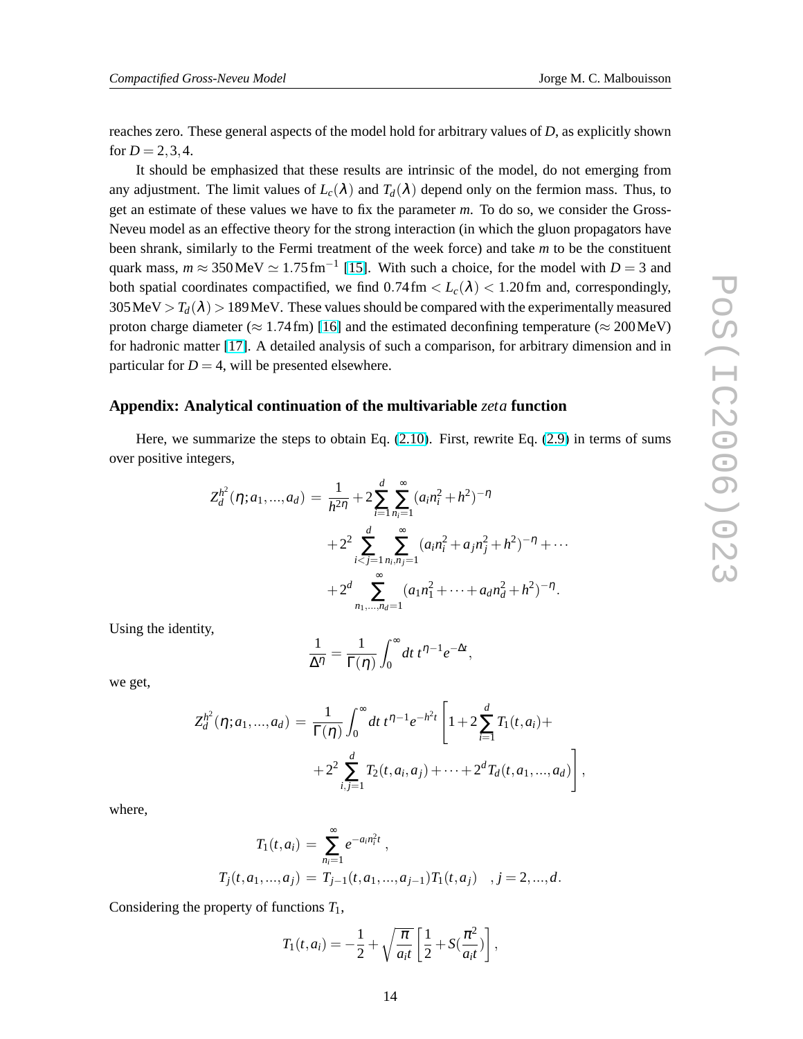reaches zero. These general aspects of the model hold for arbitrary values of $D$, as explicitly shown for $D = 2,3,4$.

It should be emphasized that these results are intrinsic of the model, do not emerging from any adjustment. The limit values of $L_c(\lambda)$ and $T_d(\lambda)$ depend only on the fermion mass. Thus, to get an estimate of these values we have to fix the parameter $m$. To do so, we consider the Gross-Neveu model as an effective theory for the strong interaction (in which the gluon propagators have been shrank, similarly to the Fermi treatment of the week force) and take $m$ to be the constituent quark mass, $m \approx 350\,\mathrm{MeV} \simeq 1.75\,\mathrm{fm}^{-1}$ [15]. With such a choice, for the model with $D = 3$ and both spatial coordinates compactified, we find $0.74\,\mathrm{fm} < L_c(\lambda) < 1.20\,\mathrm{fm}$ and, correspondingly, $305\,\mathrm{MeV} > T_d(\lambda) > 189\,\mathrm{MeV}$. These values should be compared with the experimentally measured proton charge diameter ($\approx 1.74\,\mathrm{fm}$) [16] and the estimated deconfining temperature ($\approx 200\,\mathrm{MeV}$) for hadronic matter [17]. A detailed analysis of such a comparison, for arbitrary dimension and in particular for $D = 4$, will be presented elsewhere.

### Appendix: Analytical continuation of the multivariable *zeta* function

Here, we summarize the steps to obtain Eq. (2.10). First, rewrite Eq. (2.9) in terms of sums over positive integers,

$$
\begin{aligned}
Z_d^{h^2}(\eta; a_1, ..., a_d) = & \frac{1}{h^{2\eta}} + 2\sum_{i=1}^{d} \sum_{n_i=1}^{\infty} (a_i n_i^2 + h^2)^{-\eta} \\
& + 2^2 \sum_{i<j=1}^{d} \sum_{n_i, n_j=1}^{\infty} (a_i n_i^2 + a_j n_j^2 + h^2)^{-\eta} + \cdots \\
& + 2^d \sum_{n_1, ..., n_d=1}^{\infty} (a_1 n_1^2 + \cdots + a_d n_d^2 + h^2)^{-\eta}.
\end{aligned}
$$

Using the identity,

$$
\frac{1}{\Delta^\eta} = \frac{1}{\Gamma(\eta)} \int_0^\infty dt\, t^{\eta-1} e^{-\Delta t},
$$

we get,

$$
\begin{aligned}
Z_d^{h^2}(\eta; a_1, ..., a_d) = & \frac{1}{\Gamma(\eta)} \int_0^\infty dt\, t^{\eta-1} e^{-h^2 t} \left[ 1 + 2\sum_{i=1}^{d} T_1(t, a_i) + \right. \\
& \left. + 2^2 \sum_{i,j=1}^{d} T_2(t, a_i, a_j) + \cdots + 2^d T_d(t, a_1, ..., a_d) \right],
\end{aligned}
$$

where,

$$
\begin{aligned}
T_1(t, a_i) = & \sum_{n_i=1}^{\infty} e^{-a_i n_i^2 t}\,, \\
T_j(t, a_1, ..., a_j) = & T_{j-1}(t, a_1, ..., a_{j-1}) T_1(t, a_j) \quad , j = 2, ..., d.
\end{aligned}
$$

Considering the property of functions $T_1$,

$$
T_1(t, a_i) = -\frac{1}{2} + \sqrt{\frac{\pi}{a_i t}} \left[ \frac{1}{2} + S(\frac{\pi^2}{a_i t}) \right],
$$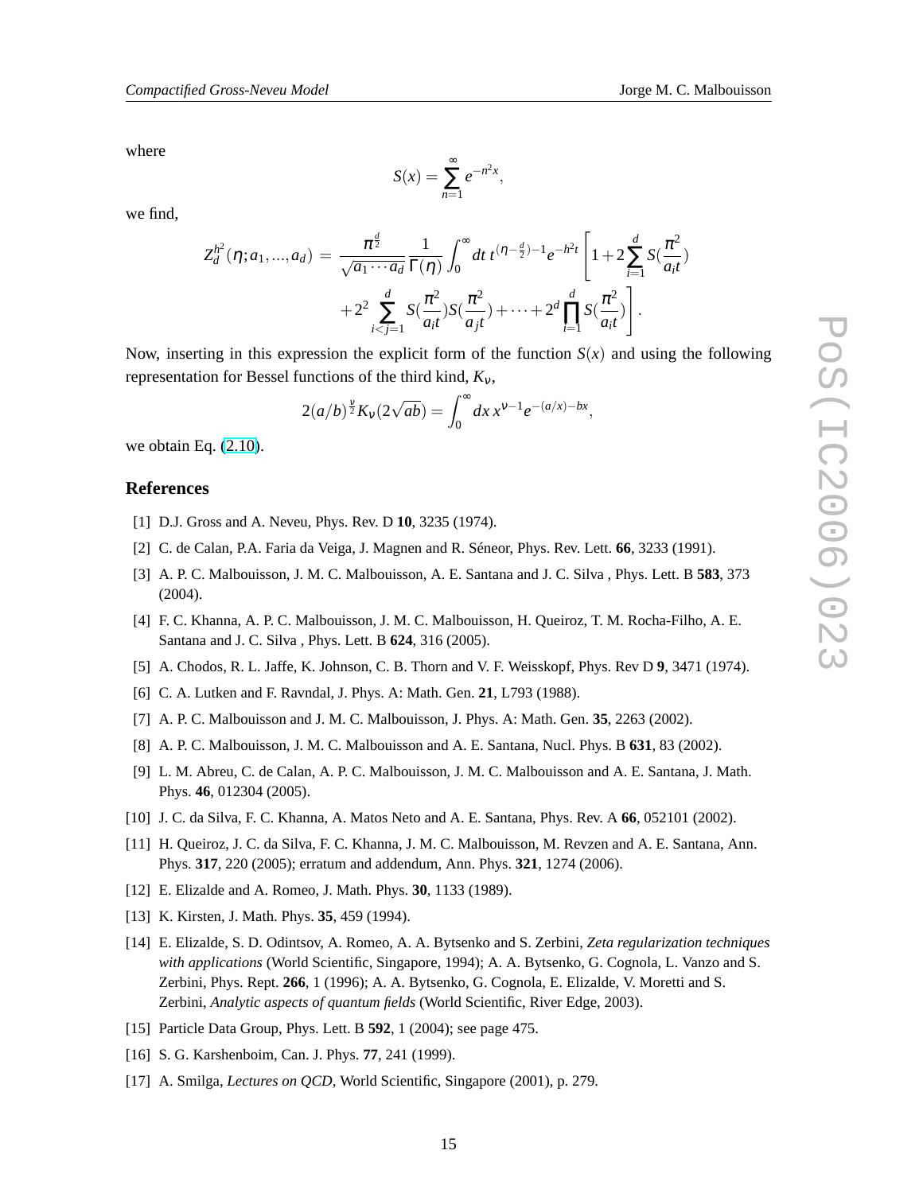where

$$S(x) = \sum_{n=1}^{\infty} e^{-n^2 x},$$

we find,

$$Z_d^{h^2}(\eta; a_1, ..., a_d) = \frac{\pi^{\frac{d}{2}}}{\sqrt{a_1 \cdots a_d}} \frac{1}{\Gamma(\eta)} \int_0^\infty dt \, t^{(\eta - \frac{d}{2}) - 1} e^{-h^2 t} \left[ 1 + 2 \sum_{i=1}^{d} S(\frac{\pi^2}{a_i t}) \right.$$
$$\left. + 2^2 \sum_{i<j=1}^{d} S(\frac{\pi^2}{a_i t}) S(\frac{\pi^2}{a_j t}) + \cdots + 2^d \prod_{i=1}^{d} S(\frac{\pi^2}{a_i t}) \right].$$

Now, inserting in this expression the explicit form of the function $S(x)$ and using the following representation for Bessel functions of the third kind, $K_\nu$,

$$2(a/b)^{\frac{\nu}{2}} K_\nu(2\sqrt{ab}) = \int_0^\infty dx \, x^{\nu - 1} e^{-(a/x) - bx},$$

we obtain Eq. (2.10).

## References

[1] D.J. Gross and A. Neveu, Phys. Rev. D **10**, 3235 (1974).

[2] C. de Calan, P.A. Faria da Veiga, J. Magnen and R. Séneor, Phys. Rev. Lett. **66**, 3233 (1991).

[3] A. P. C. Malbouisson, J. M. C. Malbouisson, A. E. Santana and J. C. Silva , Phys. Lett. B **583**, 373 (2004).

[4] F. C. Khanna, A. P. C. Malbouisson, J. M. C. Malbouisson, H. Queiroz, T. M. Rocha-Filho, A. E. Santana and J. C. Silva , Phys. Lett. B **624**, 316 (2005).

[5] A. Chodos, R. L. Jaffe, K. Johnson, C. B. Thorn and V. F. Weisskopf, Phys Rev D **9**, 3471 (1974).

[6] C. A. Lutken and F. Ravndal, J. Phys. A: Math. Gen. **21**, L793 (1988).

[7] A. P. C. Malbouisson and J. M. C. Malbouisson, J. Phys. A: Math. Gen. **35**, 2263 (2002).

[8] A. P. C. Malbouisson, J. M. C. Malbouisson and A. E. Santana, Nucl. Phys. B **631**, 83 (2002).

[9] L. M. Abreu, C. de Calan, A. P. C. Malbouisson, J. M. C. Malbouisson and A. E. Santana, J. Math. Phys. **46**, 012304 (2005).

[10] J. C. da Silva, F. C. Khanna, A. Matos Neto and A. E. Santana, Phys. Rev. A **66**, 052101 (2002).

[11] H. Queiroz, J. C. da Silva, F. C. Khanna, J. M. C. Malbouisson, M. Revzen and A. E. Santana, Ann. Phys. **317**, 220 (2005); erratum and addendum, Ann. Phys. **321**, 1274 (2006).

[12] E. Elizalde and A. Romeo, J. Math. Phys. **30**, 1133 (1989).

[13] K. Kirsten, J. Math. Phys. **35**, 459 (1994).

[14] E. Elizalde, S. D. Odintsov, A. Romeo, A. A. Bytsenko and S. Zerbini, *Zeta regularization techniques with applications* (World Scientific, Singapore, 1994); A. A. Bytsenko, G. Cognola, L. Vanzo and S. Zerbini, Phys. Rept. **266**, 1 (1996); A. A. Bytsenko, G. Cognola, E. Elizalde, V. Moretti and S. Zerbini, *Analytic aspects of quantum fields* (World Scientific, River Edge, 2003).

[15] Particle Data Group, Phys. Lett. B **592**, 1 (2004); see page 475.

[16] S. G. Karshenboim, Can. J. Phys. **77**, 241 (1999).

[17] A. Smilga, *Lectures on QCD*, World Scientific, Singapore (2001), p. 279.